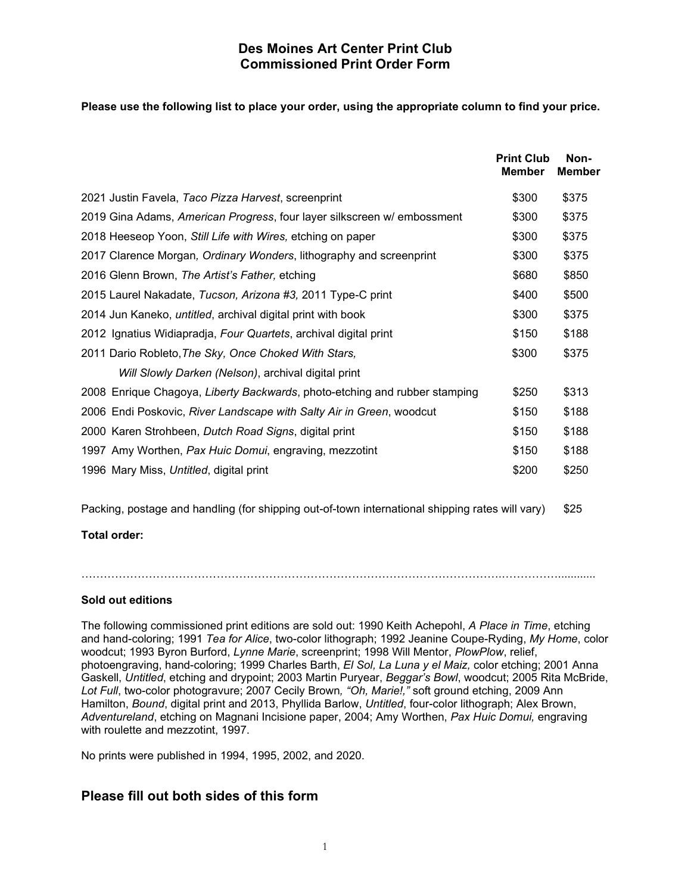# Des Moines Art Center Print Club
# Commissioned Print Order Form

**Please use the following list to place your order, using the appropriate column to find your price.**

| | Print Club Member | Non-Member |
|---|---|---|
| 2021 Justin Favela, *Taco Pizza Harvest*, screenprint | $300 | $375 |
| 2019 Gina Adams, *American Progress*, four layer silkscreen w/ embossment | $300 | $375 |
| 2018 Heeseop Yoon, *Still Life with Wires,* etching on paper | $300 | $375 |
| 2017 Clarence Morgan*, Ordinary Wonders*, lithography and screenprint | $300 | $375 |
| 2016 Glenn Brown, *The Artist's Father,* etching | $680 | $850 |
| 2015 Laurel Nakadate, *Tucson, Arizona #3,* 2011 Type-C print | $400 | $500 |
| 2014 Jun Kaneko, *untitled*, archival digital print with book | $300 | $375 |
| 2012 Ignatius Widiapradja, *Four Quartets*, archival digital print | $150 | $188 |
| 2011 Dario Robleto,*The Sky, Once Choked With Stars, Will Slowly Darken (Nelson)*, archival digital print | $300 | $375 |
| 2008 Enrique Chagoya, *Liberty Backwards*, photo-etching and rubber stamping | $250 | $313 |
| 2006 Endi Poskovic, *River Landscape with Salty Air in Green*, woodcut | $150 | $188 |
| 2000 Karen Strohbeen, *Dutch Road Signs*, digital print | $150 | $188 |
| 1997 Amy Worthen, *Pax Huic Domui*, engraving, mezzotint | $150 | $188 |
| 1996 Mary Miss, *Untitled*, digital print | $200 | $250 |

Packing, postage and handling (for shipping out-of-town international shipping rates will vary) $25

**Total order:**

……………………………………………………………………………………………………………………...........

**Sold out editions**

The following commissioned print editions are sold out: 1990 Keith Achepohl, *A Place in Time*, etching and hand-coloring; 1991 *Tea for Alice*, two-color lithograph; 1992 Jeanine Coupe-Ryding, *My Home*, color woodcut; 1993 Byron Burford, *Lynne Marie*, screenprint; 1998 Will Mentor, *PlowPlow*, relief, photoengraving, hand-coloring; 1999 Charles Barth, *El Sol, La Luna y el Maiz,* color etching; 2001 Anna Gaskell, *Untitled*, etching and drypoint; 2003 Martin Puryear, *Beggar's Bowl*, woodcut; 2005 Rita McBride, *Lot Full*, two-color photogravure; 2007 Cecily Brown*, "Oh, Marie!,"* soft ground etching, 2009 Ann Hamilton, *Bound*, digital print and 2013, Phyllida Barlow, *Untitled*, four-color lithograph; Alex Brown, *Adventureland*, etching on Magnani Incisione paper, 2004; Amy Worthen, *Pax Huic Domui,* engraving with roulette and mezzotint, 1997.

No prints were published in 1994, 1995, 2002, and 2020.

## Please fill out both sides of this form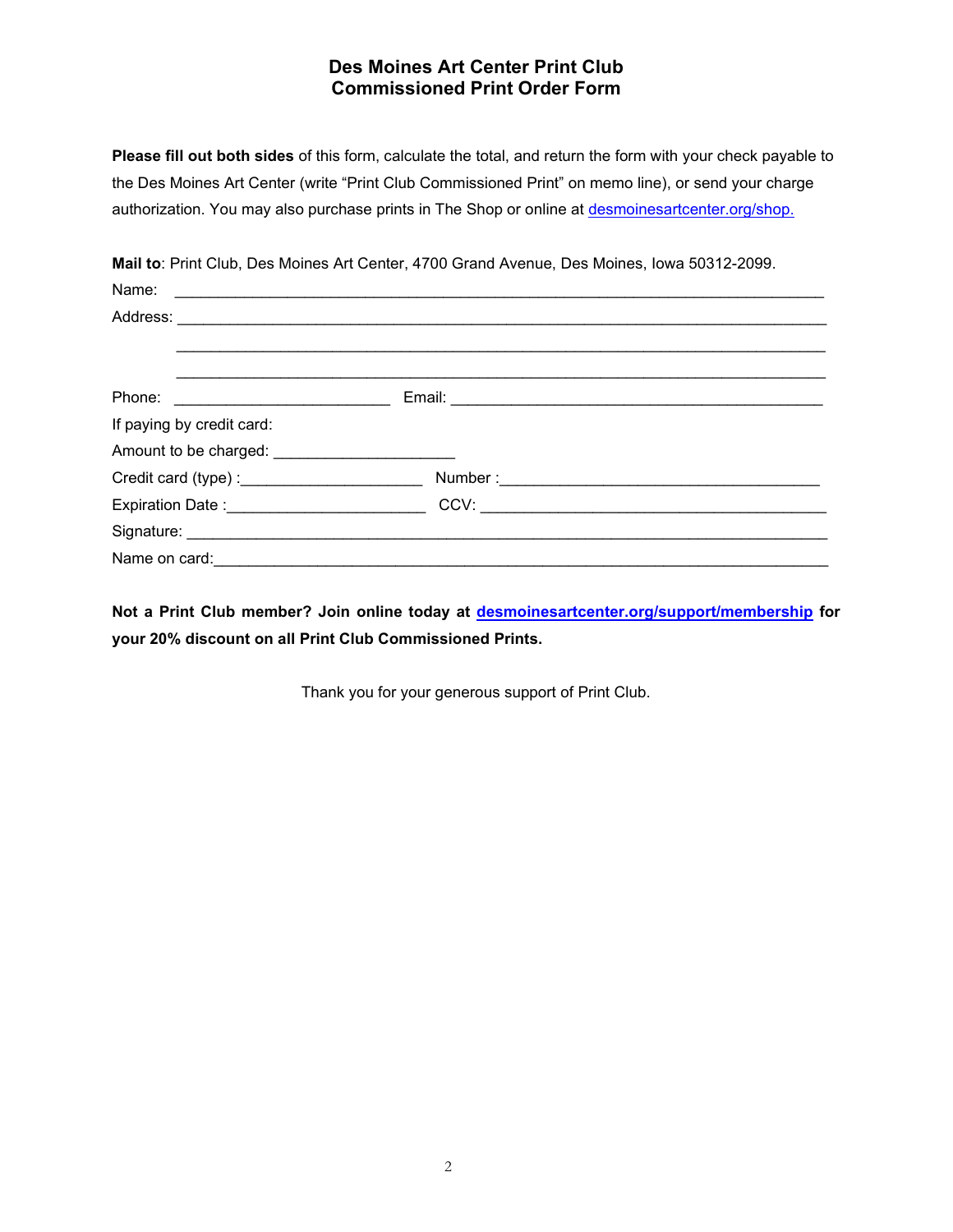# Des Moines Art Center Print Club
# Commissioned Print Order Form

**Please fill out both sides** of this form, calculate the total, and return the form with your check payable to the Des Moines Art Center (write "Print Club Commissioned Print" on memo line), or send your charge authorization. You may also purchase prints in The Shop or online at desmoinesartcenter.org/shop.

**Mail to**: Print Club, Des Moines Art Center, 4700 Grand Avenue, Des Moines, Iowa 50312-2099.

Name: ___________________________________________________________________________

Address: _________________________________________________________________________

_________________________________________________________________________

_________________________________________________________________________

Phone: _________________________ Email: ___________________________________________

If paying by credit card:

Amount to be charged: _____________________

Credit card (type) :_____________________ Number :____________________________________

Expiration Date :_______________________ CCV: ________________________________________

Signature: _______________________________________________________________________

Name on card:_____________________________________________________________________

**Not a Print Club member? Join online today at desmoinesartcenter.org/support/membership for your 20% discount on all Print Club Commissioned Prints.**

Thank you for your generous support of Print Club.